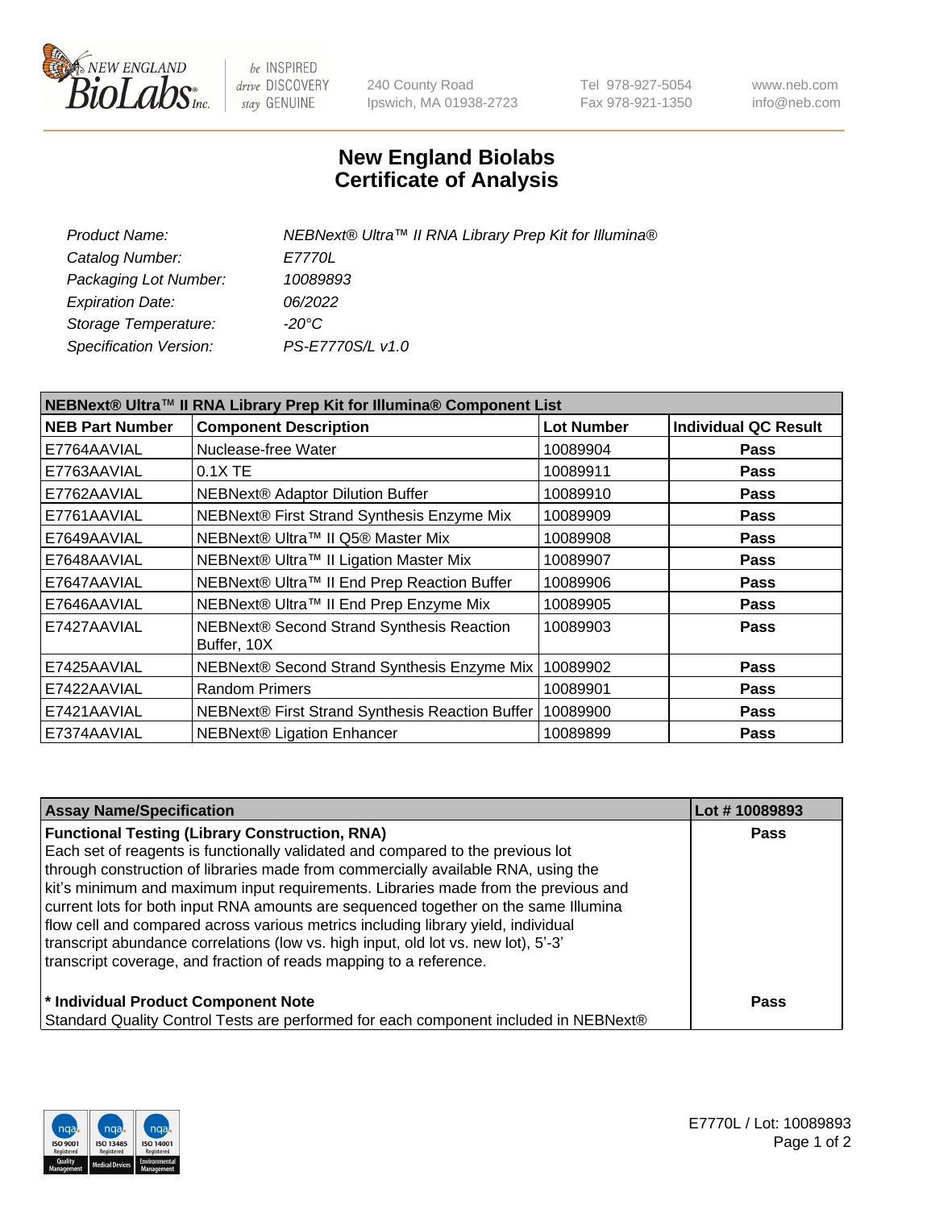New England BioLabs Inc. — be INSPIRED drive DISCOVERY stay GENUINE

240 County Road
Ipswich, MA 01938-2723

Tel 978-927-5054
Fax 978-921-1350

www.neb.com
info@neb.com

# New England Biolabs Certificate of Analysis

| | |
|---|---|
| *Product Name:* | *NEBNext® Ultra™ II RNA Library Prep Kit for Illumina®* |
| *Catalog Number:* | *E7770L* |
| *Packaging Lot Number:* | *10089893* |
| *Expiration Date:* | *06/2022* |
| *Storage Temperature:* | *-20°C* |
| *Specification Version:* | *PS-E7770S/L v1.0* |

**NEBNext® Ultra™ II RNA Library Prep Kit for Illumina® Component List**

| NEB Part Number | Component Description | Lot Number | Individual QC Result |
|---|---|---|---|
| E7764AAVIAL | Nuclease-free Water | 10089904 | **Pass** |
| E7763AAVIAL | 0.1X TE | 10089911 | **Pass** |
| E7762AAVIAL | NEBNext® Adaptor Dilution Buffer | 10089910 | **Pass** |
| E7761AAVIAL | NEBNext® First Strand Synthesis Enzyme Mix | 10089909 | **Pass** |
| E7649AAVIAL | NEBNext® Ultra™ II Q5® Master Mix | 10089908 | **Pass** |
| E7648AAVIAL | NEBNext® Ultra™ II Ligation Master Mix | 10089907 | **Pass** |
| E7647AAVIAL | NEBNext® Ultra™ II End Prep Reaction Buffer | 10089906 | **Pass** |
| E7646AAVIAL | NEBNext® Ultra™ II End Prep Enzyme Mix | 10089905 | **Pass** |
| E7427AAVIAL | NEBNext® Second Strand Synthesis Reaction Buffer, 10X | 10089903 | **Pass** |
| E7425AAVIAL | NEBNext® Second Strand Synthesis Enzyme Mix | 10089902 | **Pass** |
| E7422AAVIAL | Random Primers | 10089901 | **Pass** |
| E7421AAVIAL | NEBNext® First Strand Synthesis Reaction Buffer | 10089900 | **Pass** |
| E7374AAVIAL | NEBNext® Ligation Enhancer | 10089899 | **Pass** |

| Assay Name/Specification | Lot # 10089893 |
|---|---|
| **Functional Testing (Library Construction, RNA)** Each set of reagents is functionally validated and compared to the previous lot through construction of libraries made from commercially available RNA, using the kit's minimum and maximum input requirements. Libraries made from the previous and current lots for both input RNA amounts are sequenced together on the same Illumina flow cell and compared across various metrics including library yield, individual transcript abundance correlations (low vs. high input, old lot vs. new lot), 5'-3' transcript coverage, and fraction of reads mapping to a reference. | **Pass** |
| **\* Individual Product Component Note** Standard Quality Control Tests are performed for each component included in NEBNext® | **Pass** |

E7770L / Lot: 10089893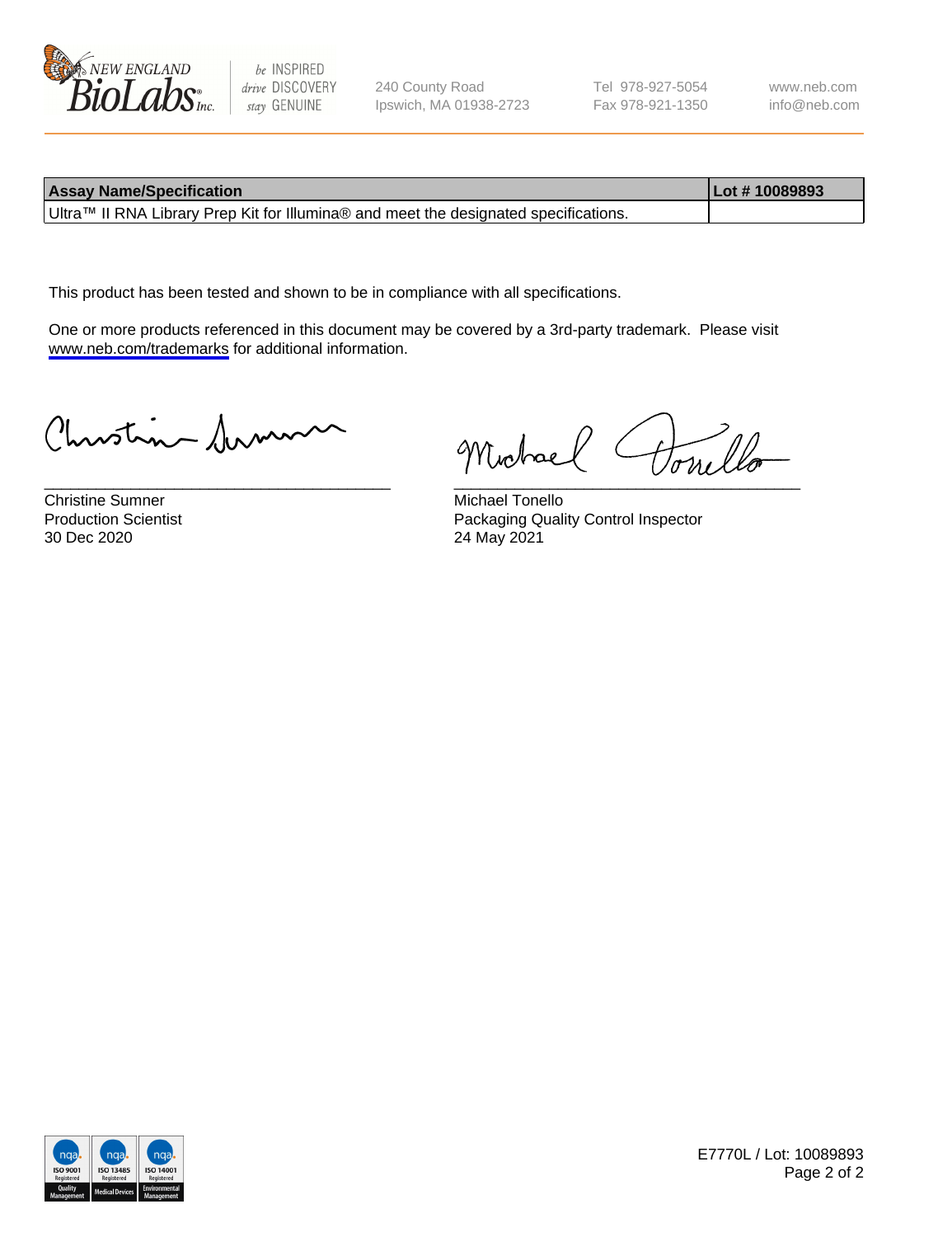| Assay Name/Specification | Lot # 10089893 |
| --- | --- |
| Ultra™ II RNA Library Prep Kit for Illumina® and meet the designated specifications. | |

This product has been tested and shown to be in compliance with all specifications.

One or more products referenced in this document may be covered by a 3rd-party trademark. Please visit www.neb.com/trademarks for additional information.

Christine Sumner
Production Scientist
30 Dec 2020

Michael Tonello
Packaging Quality Control Inspector
24 May 2021

E7770L / Lot: 10089893